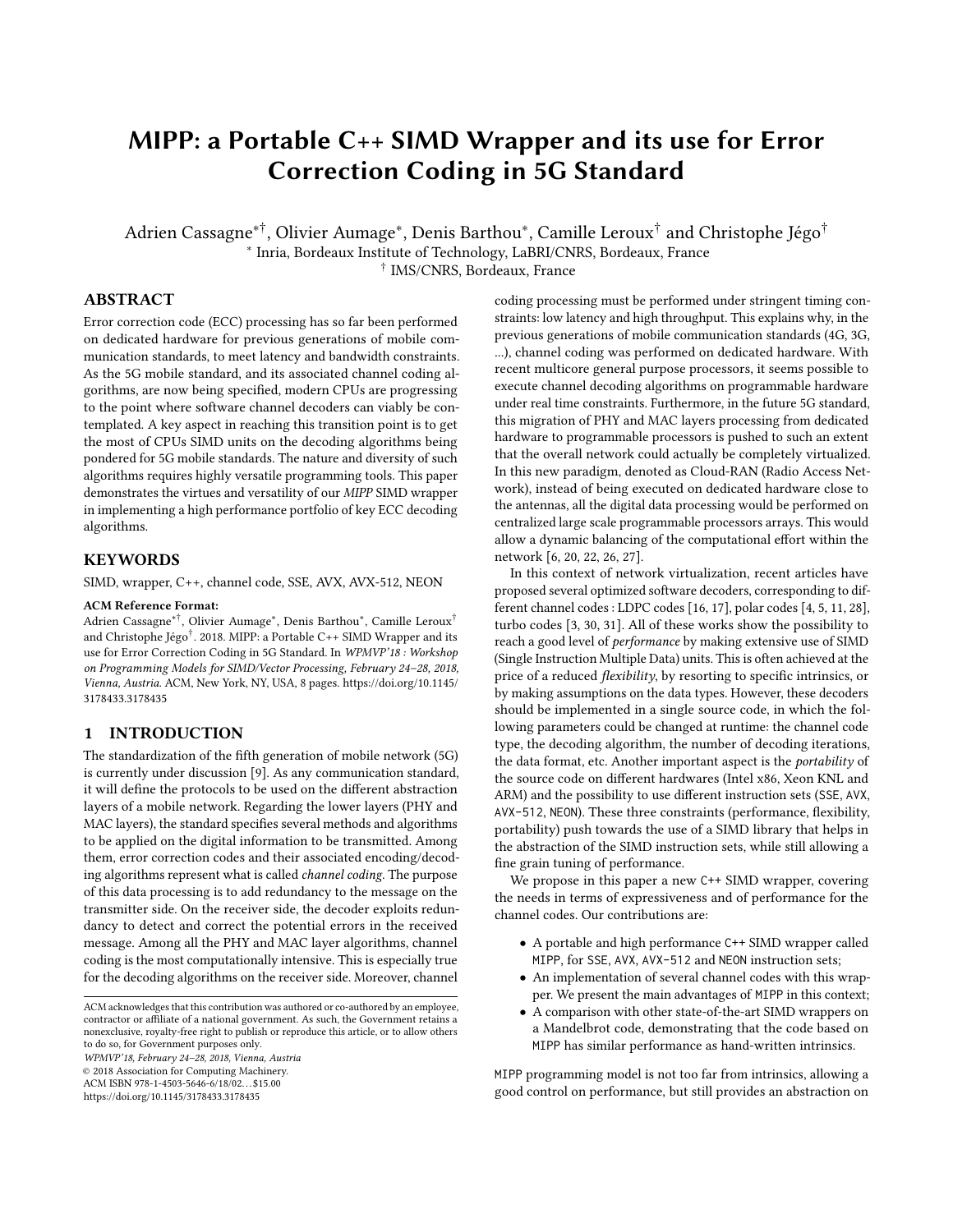# MIPP: a Portable C++ SIMD Wrapper and its use for Error Correction Coding in 5G Standard

Adrien Cassagne*†, Olivier Aumage*, Denis Barthou*, Camille Leroux† and Christophe Jégo†

* Inria, Bordeaux Institute of Technology, LaBRI/CNRS, Bordeaux, France

† IMS/CNRS, Bordeaux, France

## ABSTRACT

Error correction code (ECC) processing has so far been performed on dedicated hardware for previous generations of mobile communication standards, to meet latency and bandwidth constraints. As the 5G mobile standard, and its associated channel coding algorithms, are now being specified, modern CPUs are progressing to the point where software channel decoders can viably be contemplated. A key aspect in reaching this transition point is to get the most of CPUs SIMD units on the decoding algorithms being pondered for 5G mobile standards. The nature and diversity of such algorithms requires highly versatile programming tools. This paper demonstrates the virtues and versatility of our *MIPP* SIMD wrapper in implementing a high performance portfolio of key ECC decoding algorithms.

## KEYWORDS

SIMD, wrapper, C++, channel code, SSE, AVX, AVX-512, NEON

**ACM Reference Format:**

Adrien Cassagne*†, Olivier Aumage*, Denis Barthou*, Camille Leroux† and Christophe Jégo†. 2018. MIPP: a Portable C++ SIMD Wrapper and its use for Error Correction Coding in 5G Standard. In *WPMVP'18 : Workshop on Programming Models for SIMD/Vector Processing, February 24–28, 2018, Vienna, Austria.* ACM, New York, NY, USA, 8 pages. https://doi.org/10.1145/3178433.3178435

## 1 INTRODUCTION

The standardization of the fifth generation of mobile network (5G) is currently under discussion [9]. As any communication standard, it will define the protocols to be used on the different abstraction layers of a mobile network. Regarding the lower layers (PHY and MAC layers), the standard specifies several methods and algorithms to be applied on the digital information to be transmitted. Among them, error correction codes and their associated encoding/decoding algorithms represent what is called *channel coding*. The purpose of this data processing is to add redundancy to the message on the transmitter side. On the receiver side, the decoder exploits redundancy to detect and correct the potential errors in the received message. Among all the PHY and MAC layer algorithms, channel coding is the most computationally intensive. This is especially true for the decoding algorithms on the receiver side. Moreover, channel coding processing must be performed under stringent timing constraints: low latency and high throughput. This explains why, in the previous generations of mobile communication standards (4G, 3G, ...), channel coding was performed on dedicated hardware. With recent multicore general purpose processors, it seems possible to execute channel decoding algorithms on programmable hardware under real time constraints. Furthermore, in the future 5G standard, this migration of PHY and MAC layers processing from dedicated hardware to programmable processors is pushed to such an extent that the overall network could actually be completely virtualized. In this new paradigm, denoted as Cloud-RAN (Radio Access Network), instead of being executed on dedicated hardware close to the antennas, all the digital data processing would be performed on centralized large scale programmable processors arrays. This would allow a dynamic balancing of the computational effort within the network [6, 20, 22, 26, 27].

In this context of network virtualization, recent articles have proposed several optimized software decoders, corresponding to different channel codes : LDPC codes [16, 17], polar codes [4, 5, 11, 28], turbo codes [3, 30, 31]. All of these works show the possibility to reach a good level of *performance* by making extensive use of SIMD (Single Instruction Multiple Data) units. This is often achieved at the price of a reduced *flexibility*, by resorting to specific intrinsics, or by making assumptions on the data types. However, these decoders should be implemented in a single source code, in which the following parameters could be changed at runtime: the channel code type, the decoding algorithm, the number of decoding iterations, the data format, etc. Another important aspect is the *portability* of the source code on different hardwares (Intel x86, Xeon KNL and ARM) and the possibility to use different instruction sets (SSE, AVX, AVX-512, NEON). These three constraints (performance, flexibility, portability) push towards the use of a SIMD library that helps in the abstraction of the SIMD instruction sets, while still allowing a fine grain tuning of performance.

We propose in this paper a new C++ SIMD wrapper, covering the needs in terms of expressiveness and of performance for the channel codes. Our contributions are:

- A portable and high performance C++ SIMD wrapper called MIPP, for SSE, AVX, AVX-512 and NEON instruction sets;
- An implementation of several channel codes with this wrapper. We present the main advantages of MIPP in this context;
- A comparison with other state-of-the-art SIMD wrappers on a Mandelbrot code, demonstrating that the code based on MIPP has similar performance as hand-written intrinsics.

MIPP programming model is not too far from intrinsics, allowing a good control on performance, but still provides an abstraction on

ACM acknowledges that this contribution was authored or co-authored by an employee, contractor or affiliate of a national government. As such, the Government retains a nonexclusive, royalty-free right to publish or reproduce this article, or to allow others to do so, for Government purposes only.

WPMVP'18, February 24–28, 2018, Vienna, Austria

© 2018 Association for Computing Machinery.

ACM ISBN 978-1-4503-5646-6/18/02...$15.00

https://doi.org/10.1145/3178433.3178435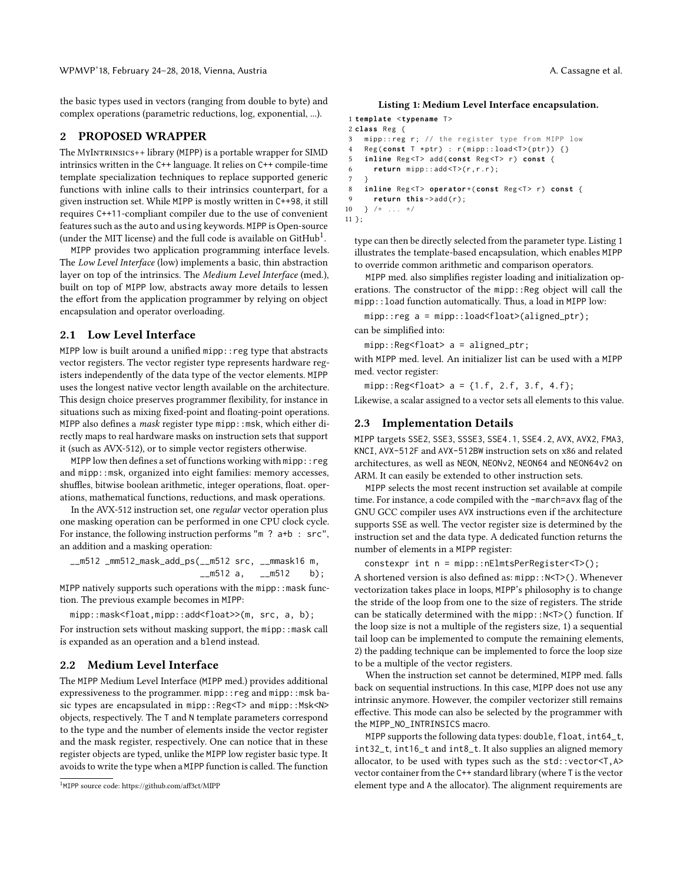the basic types used in vectors (ranging from double to byte) and complex operations (parametric reductions, log, exponential, ...).

## 2 PROPOSED WRAPPER

The MyIntrinsics++ library (MIPP) is a portable wrapper for SIMD intrinsics written in the C++ language. It relies on C++ compile-time template specialization techniques to replace supported generic functions with inline calls to their intrinsics counterpart, for a given instruction set. While MIPP is mostly written in C++98, it still requires C++11-compliant compiler due to the use of convenient features such as the auto and using keywords. MIPP is Open-source (under the MIT license) and the full code is available on GitHub[1].

MIPP provides two application programming interface levels. The *Low Level Interface* (low) implements a basic, thin abstraction layer on top of the intrinsics. The *Medium Level Interface* (med.), built on top of MIPP low, abstracts away more details to lessen the effort from the application programmer by relying on object encapsulation and operator overloading.

### 2.1 Low Level Interface

MIPP low is built around a unified `mipp::reg` type that abstracts vector registers. The vector register type represents hardware registers independently of the data type of the vector elements. MIPP uses the longest native vector length available on the architecture. This design choice preserves programmer flexibility, for instance in situations such as mixing fixed-point and floating-point operations. MIPP also defines a *mask* register type `mipp::msk`, which either directly maps to real hardware masks on instruction sets that support it (such as AVX-512), or to simple vector registers otherwise.

MIPP low then defines a set of functions working with `mipp::reg` and `mipp::msk`, organized into eight families: memory accesses, shuffles, bitwise boolean arithmetic, integer operations, float. operations, mathematical functions, reductions, and mask operations.

In the AVX-512 instruction set, one *regular* vector operation plus one masking operation can be performed in one CPU clock cycle. For instance, the following instruction performs "m ? a+b : src", an addition and a masking operation:

```
__m512 _mm512_mask_add_ps(__m512 src, __mmask16 m,
                          __m512 a,   __m512    b);
```

MIPP natively supports such operations with the `mipp::mask` function. The previous example becomes in MIPP:

```
mipp::mask<float,mipp::add<float>>(m, src, a, b);
```

For instruction sets without masking support, the `mipp::mask` call is expanded as an operation and a `blend` instead.

### 2.2 Medium Level Interface

The MIPP Medium Level Interface (MIPP med.) provides additional expressiveness to the programmer. `mipp::reg` and `mipp::msk` basic types are encapsulated in `mipp::Reg<T>` and `mipp::Msk<N>` objects, respectively. The T and N template parameters correspond to the type and the number of elements inside the vector register and the mask register, respectively. One can notice that in these register objects are typed, unlike the MIPP low register basic type. It avoids to write the type when a MIPP function is called. The function type can then be directly selected from the parameter type. Listing 1 illustrates the template-based encapsulation, which enables MIPP to override common arithmetic and comparison operators.

**Listing 1: Medium Level Interface encapsulation.**

```
1 template <typename T>
2 class Reg {
3   mipp::reg r; // the register type from MIPP low
4   Reg(const T *ptr) : r(mipp::load<T>(ptr)) {}
5   inline Reg<T> add(const Reg<T> r) const {
6     return mipp::add<T>(r,r.r);
7   }
8   inline Reg<T> operator+(const Reg<T> r) const {
9     return this->add(r);
10  } /* ... */
11 };
```

MIPP med. also simplifies register loading and initialization operations. The constructor of the `mipp::Reg` object will call the `mipp::load` function automatically. Thus, a load in MIPP low:

```
mipp::reg a = mipp::load<float>(aligned_ptr);
```

can be simplified into:

```
mipp::Reg<float> a = aligned_ptr;
```

with MIPP med. level. An initializer list can be used with a MIPP med. vector register:

```
mipp::Reg<float> a = {1.f, 2.f, 3.f, 4.f};
```

Likewise, a scalar assigned to a vector sets all elements to this value.

### 2.3 Implementation Details

MIPP targets SSE2, SSE3, SSSE3, SSE4.1, SSE4.2, AVX, AVX2, FMA3, KNCI, AVX-512F and AVX-512BW instruction sets on x86 and related architectures, as well as NEON, NEONv2, NEON64 and NEON64v2 on ARM. It can easily be extended to other instruction sets.

MIPP selects the most recent instruction set available at compile time. For instance, a code compiled with the `-march=avx` flag of the GNU GCC compiler uses AVX instructions even if the architecture supports SSE as well. The vector register size is determined by the instruction set and the data type. A dedicated function returns the number of elements in a MIPP register:

```
constexpr int n = mipp::nElmtsPerRegister<T>();
```

A shortened version is also defined as: `mipp::N<T>()`. Whenever vectorization takes place in loops, MIPP's philosophy is to change the stride of the loop from one to the size of registers. The stride can be statically determined with the `mipp::N<T>()` function. If the loop size is not a multiple of the registers size, 1) a sequential tail loop can be implemented to compute the remaining elements, 2) the padding technique can be implemented to force the loop size to be a multiple of the vector registers.

When the instruction set cannot be determined, MIPP med. falls back on sequential instructions. In this case, MIPP does not use any intrinsic anymore. However, the compiler vectorizer still remains effective. This mode can also be selected by the programmer with the `MIPP_NO_INTRINSICS` macro.

MIPP supports the following data types: double, float, int64_t, int32_t, int16_t and int8_t. It also supplies an aligned memory allocator, to be used with types such as the `std::vector<T,A>` vector container from the C++ standard library (where T is the vector element type and A the allocator). The alignment requirements are

[1] MIPP source code: https://github.com/aff3ct/MIPP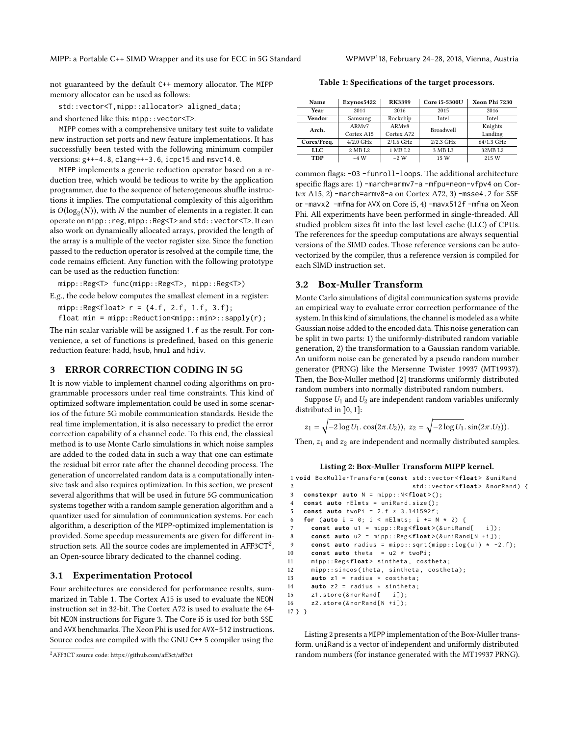not guaranteed by the default C++ memory allocator. The MIPP memory allocator can be used as follows:

```
std::vector<T,mipp::allocator> aligned_data;
```

and shortened like this: mipp::vector<T>.

MIPP comes with a comprehensive unitary test suite to validate new instruction set ports and new feature implementations. It has successfully been tested with the following minimum compiler versions: g++-4.8, clang++-3.6, icpc15 and msvc14.0.

MIPP implements a generic reduction operator based on a reduction tree, which would be tedious to write by the application programmer, due to the sequence of heterogeneous shuffle instructions it implies. The computational complexity of this algorithm is $O(\log_2(N))$, with $N$ the number of elements in a register. It can operate on mipp::reg, mipp::Reg<T> and std::vector<T>. It can also work on dynamically allocated arrays, provided the length of the array is a multiple of the vector register size. Since the function passed to the reduction operator is resolved at the compile time, the code remains efficient. Any function with the following prototype can be used as the reduction function:

```
mipp::Reg<T> func(mipp::Reg<T>, mipp::Reg<T>)
```

E.g., the code below computes the smallest element in a register:

```
mipp::Reg<float> r = {4.f, 2.f, 1.f, 3.f};
float min = mipp::Reduction<mipp::min>::sapply(r);
```

The min scalar variable will be assigned 1.f as the result. For convenience, a set of functions is predefined, based on this generic reduction feature: hadd, hsub, hmul and hdiv.

## 3 ERROR CORRECTION CODING IN 5G

It is now viable to implement channel coding algorithms on programmable processors under real time constraints. This kind of optimized software implementation could be used in some scenarios of the future 5G mobile communication standards. Beside the real time implementation, it is also necessary to predict the error correction capability of a channel code. To this end, the classical method is to use Monte Carlo simulations in which noise samples are added to the coded data in such a way that one can estimate the residual bit error rate after the channel decoding process. The generation of uncorrelated random data is a computationally intensive task and also requires optimization. In this section, we present several algorithms that will be used in future 5G communication systems together with a random sample generation algorithm and a quantizer used for simulation of communication systems. For each algorithm, a description of the MIPP-optimized implementation is provided. Some speedup measurements are given for different instruction sets. All the source codes are implemented in AFF3CT[2], an Open-source library dedicated to the channel coding.

### 3.1 Experimentation Protocol

Four architectures are considered for performance results, summarized in Table 1. The Cortex A15 is used to evaluate the NEON instruction set in 32-bit. The Cortex A72 is used to evaluate the 64-bit NEON instructions for Figure 3. The Core i5 is used for both SSE and AVX benchmarks. The Xeon Phi is used for AVX-512 instructions. Source codes are compiled with the GNU C++ 5 compiler using the common flags: -O3 -funroll-loops. The additional architecture specific flags are: 1) -march=armv7-a -mfpu=neon-vfpv4 on Cortex A15, 2) -march=armv8-a on Cortex A72, 3) -msse4.2 for SSE or -mavx2 -mfma for AVX on Core i5, 4) -mavx512f -mfma on Xeon Phi. All experiments have been performed in single-threaded. All studied problem sizes fit into the last level cache (LLC) of CPUs. The references for the speedup computations are always sequential versions of the SIMD codes. Those reference versions can be auto-vectorized by the compiler, thus a reference version is compiled for each SIMD instruction set.

[2] AFF3CT source code: https://github.com/aff3ct/aff3ct

**Table 1: Specifications of the target processors.**

| Name | Exynos5422 | RK3399 | Core i5-5300U | Xeon Phi 7230 |
|---|---|---|---|---|
| **Year** | 2014 | 2016 | 2015 | 2016 |
| **Vendor** | Samsung | Rockchip | Intel | Intel |
| **Arch.** | ARMv7 Cortex A15 | ARMv8 Cortex A72 | Broadwell | Knights Landing |
| **Cores/Freq.** | 4/2.0 GHz | 2/1.6 GHz | 2/2.3 GHz | 64/1.3 GHz |
| **LLC** | 2 MB L2 | 1 MB L2 | 3 MB L3 | 32MB L2 |
| **TDP** | ~4 W | ~2 W | 15 W | 215 W |

### 3.2 Box-Muller Transform

Monte Carlo simulations of digital communication systems provide an empirical way to evaluate error correction performance of the system. In this kind of simulations, the channel is modeled as a white Gaussian noise added to the encoded data. This noise generation can be split in two parts: 1) the uniformly-distributed random variable generation, 2) the transformation to a Gaussian random variable. An uniform noise can be generated by a pseudo random number generator (PRNG) like the Mersenne Twister 19937 (MT19937). Then, the Box-Muller method [2] transforms uniformly distributed random numbers into normally distributed random numbers.

Suppose $U_1$ and $U_2$ are independent random variables uniformly distributed in $]0, 1]$:

$$z_1 = \sqrt{-2\log U_1}.\cos(2\pi.U_2)),\ z_2 = \sqrt{-2\log U_1}.\sin(2\pi.U_2)).$$

Then, $z_1$ and $z_2$ are independent and normally distributed samples.

**Listing 2: Box-Muller Transform MIPP kernel.**

```
1 void BoxMullerTransform(const std::vector<float> &uniRand
2                              std::vector<float> &norRand) {
3   constexpr auto N = mipp::N<float>();
4   const auto nElmts = uniRand.size();
5   const auto twoPi = 2.f * 3.141592f;
6   for (auto i = 0; i < nElmts; i += N * 2) {
7     const auto u1 = mipp::Reg<float>(&uniRand[   i]);
8     const auto u2 = mipp::Reg<float>(&uniRand[N +i]);
9     const auto radius = mipp::sqrt(mipp::log(u1) * -2.f);
10    const auto theta  = u2 * twoPi;
11    mipp::Reg<float> sintheta, costheta;
12    mipp::sincos(theta, sintheta, costheta);
13    auto z1 = radius * costheta;
14    auto z2 = radius * sintheta;
15    z1.store(&norRand[   i]);
16    z2.store(&norRand[N +i]);
17 } }
```

Listing 2 presents a MIPP implementation of the Box-Muller transform. uniRand is a vector of independent and uniformly distributed random numbers (for instance generated with the MT19937 PRNG).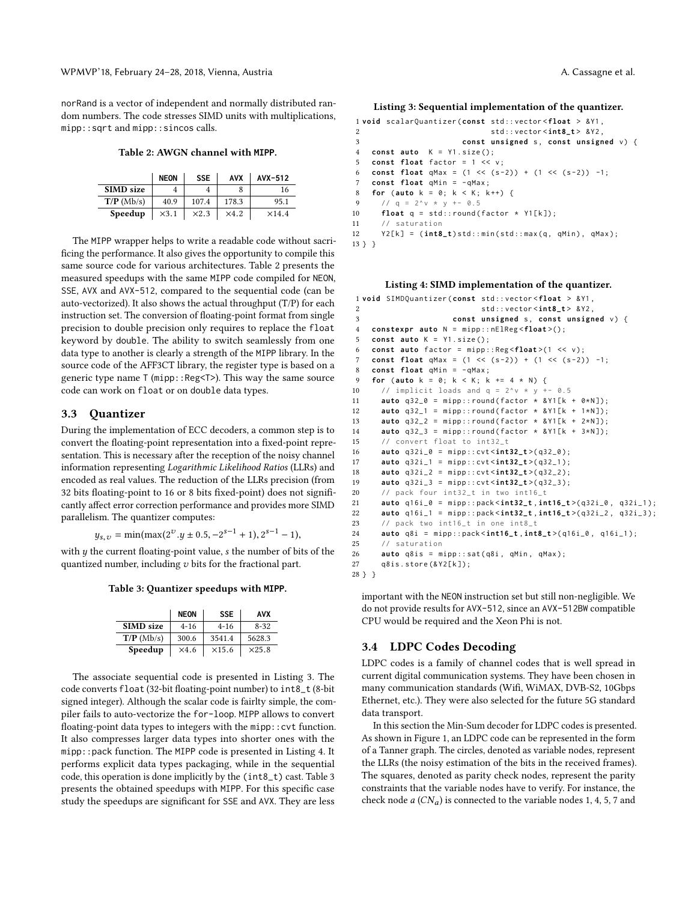norRand is a vector of independent and normally distributed random numbers. The code stresses SIMD units with multiplications, mipp::sqrt and mipp::sincos calls.

**Table 2: AWGN channel with MIPP.**

| | NEON | SSE | AVX | AVX-512 |
|---|---|---|---|---|
| **SIMD size** | 4 | 4 | 8 | 16 |
| **T/P** (Mb/s) | 40.9 | 107.4 | 178.3 | 95.1 |
| **Speedup** | ×3.1 | ×2.3 | ×4.2 | ×14.4 |

The MIPP wrapper helps to write a readable code without sacrificing the performance. It also gives the opportunity to compile this same source code for various architectures. Table 2 presents the measured speedups with the same MIPP code compiled for NEON, SSE, AVX and AVX-512, compared to the sequential code (can be auto-vectorized). It also shows the actual throughput (T/P) for each instruction set. The conversion of floating-point format from single precision to double precision only requires to replace the float keyword by double. The ability to switch seamlessly from one data type to another is clearly a strength of the MIPP library. In the source code of the AFF3CT library, the register type is based on a generic type name T (mipp::Reg<T>). This way the same source code can work on float or on double data types.

## 3.3 Quantizer

During the implementation of ECC decoders, a common step is to convert the floating-point representation into a fixed-point representation. This is necessary after the reception of the noisy channel information representing *Logarithmic Likelihood Ratios* (LLRs) and encoded as real values. The reduction of the LLRs precision (from 32 bits floating-point to 16 or 8 bits fixed-point) does not significantly affect error correction performance and provides more SIMD parallelism. The quantizer computes:

$$y_{s,v} = \min(\max(2^v.y \pm 0.5, -2^{s-1}+1), 2^{s-1}-1),$$

with $y$ the current floating-point value, $s$ the number of bits of the quantized number, including $v$ bits for the fractional part.

**Table 3: Quantizer speedups with MIPP.**

| | NEON | SSE | AVX |
|---|---|---|---|
| **SIMD size** | 4-16 | 4-16 | 8-32 |
| **T/P** (Mb/s) | 300.6 | 3541.4 | 5628.3 |
| **Speedup** | ×4.6 | ×15.6 | ×25.8 |

The associate sequential code is presented in Listing 3. The code converts float (32-bit floating-point number) to int8_t (8-bit signed integer). Although the scalar code is fairlty simple, the compiler fails to auto-vectorize the for-loop. MIPP allows to convert floating-point data types to integers with the mipp::cvt function. It also compresses larger data types into shorter ones with the mipp::pack function. The MIPP code is presented in Listing 4. It performs explicit data types packaging, while in the sequential code, this operation is done implicitly by the (int8_t) cast. Table 3 presents the obtained speedups with MIPP. For this specific case study the speedups are significant for SSE and AVX. They are less important with the NEON instruction set but still non-negligible. We do not provide results for AVX-512, since an AVX-512BW compatible CPU would be required and the Xeon Phi is not.

**Listing 3: Sequential implementation of the quantizer.**

```
1 void scalarQuantizer(const std::vector<float > &Y1,
2                            std::vector<int8_t> &Y2,
3                      const unsigned s, const unsigned v) {
4   const auto  K = Y1.size();
5   const float factor = 1 << v;
6   const float qMax = (1 << (s-2)) + (1 << (s-2)) -1;
7   const float qMin = -qMax;
8   for (auto k = 0; k < K; k++) {
9     // q = 2^v * y +- 0.5
10    float q = std::round(factor * Y1[k]);
11    // saturation
12    Y2[k] = (int8_t)std::min(std::max(q, qMin), qMax);
13 } }
```

**Listing 4: SIMD implementation of the quantizer.**

```
1 void SIMDQuantizer(const std::vector<float > &Y1,
2                          std::vector<int8_t> &Y2,
3                    const unsigned s, const unsigned v) {
4   constexpr auto N = mipp::nElReg<float>();
5   const auto K = Y1.size();
6   const auto factor = mipp::Reg<float>(1 << v);
7   const float qMax = (1 << (s-2)) + (1 << (s-2)) -1;
8   const float qMin = -qMax;
9   for (auto k = 0; k < K; k += 4 * N) {
10    // implicit loads and q = 2^v * y +- 0.5
11    auto q32_0 = mipp::round(factor * &Y1[k + 0*N]);
12    auto q32_1 = mipp::round(factor * &Y1[k + 1*N]);
13    auto q32_2 = mipp::round(factor * &Y1[k + 2*N]);
14    auto q32_3 = mipp::round(factor * &Y1[k + 3*N]);
15    // convert float to int32_t
16    auto q32i_0 = mipp::cvt<int32_t>(q32_0);
17    auto q32i_1 = mipp::cvt<int32_t>(q32_1);
18    auto q32i_2 = mipp::cvt<int32_t>(q32_2);
19    auto q32i_3 = mipp::cvt<int32_t>(q32_3);
20    // pack four int32_t in two int16_t
21    auto q16i_0 = mipp::pack<int32_t,int16_t>(q32i_0, q32i_1);
22    auto q16i_1 = mipp::pack<int32_t,int16_t>(q32i_2, q32i_3);
23    // pack two int16_t in one int8_t
24    auto q8i = mipp::pack<int16_t,int8_t>(q16i_0, q16i_1);
25    // saturation
26    auto q8is = mipp::sat(q8i, qMin, qMax);
27    q8is.store(&Y2[k]);
28 } }
```

## 3.4 LDPC Codes Decoding

LDPC codes is a family of channel codes that is well spread in current digital communication systems. They have been chosen in many communication standards (Wifi, WiMAX, DVB-S2, 10Gbps Ethernet, etc.). They were also selected for the future 5G standard data transport.

In this section the Min-Sum decoder for LDPC codes is presented. As shown in Figure 1, an LDPC code can be represented in the form of a Tanner graph. The circles, denoted as variable nodes, represent the LLRs (the noisy estimation of the bits in the received frames). The squares, denoted as parity check nodes, represent the parity constraints that the variable nodes have to verify. For instance, the check node $a$ ($CN_a$) is connected to the variable nodes 1, 4, 5, 7 and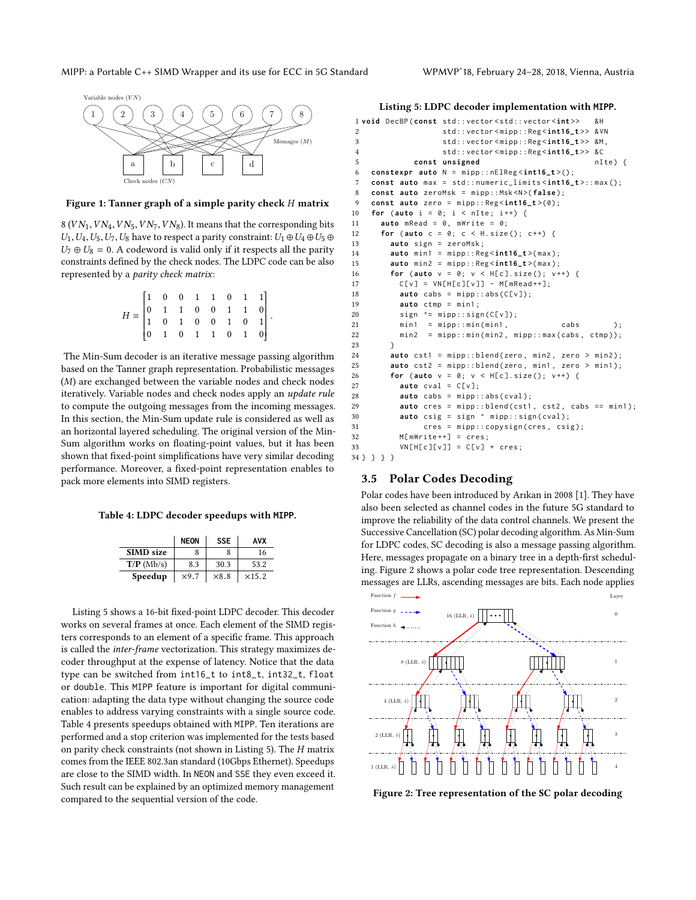Figure 1: Tanner graph of a simple parity check $H$ matrix

8 ($VN_1, VN_4, VN_5, VN_7, VN_8$). It means that the corresponding bits $U_1, U_4, U_5, U_7, U_8$ have to respect a parity constraint: $U_1 \oplus U_4 \oplus U_5 \oplus U_7 \oplus U_8 = 0$. A codeword is valid only if it respects all the parity constraints defined by the check nodes. The LDPC code can be also represented by a *parity check matrix*:

$$H = \begin{bmatrix} 1 & 0 & 0 & 1 & 1 & 0 & 1 & 1 \\ 0 & 1 & 1 & 0 & 0 & 1 & 1 & 0 \\ 1 & 0 & 1 & 0 & 0 & 1 & 0 & 1 \\ 0 & 1 & 0 & 1 & 1 & 0 & 1 & 0 \end{bmatrix}.$$

The Min-Sum decoder is an iterative message passing algorithm based on the Tanner graph representation. Probabilistic messages ($M$) are exchanged between the variable nodes and check nodes iteratively. Variable nodes and check nodes apply an *update rule* to compute the outgoing messages from the incoming messages. In this section, the Min-Sum update rule is considered as well as an horizontal layered scheduling. The original version of the Min-Sum algorithm works on floating-point values, but it has been shown that fixed-point simplifications have very similar decoding performance. Moreover, a fixed-point representation enables to pack more elements into SIMD registers.

Table 4: LDPC decoder speedups with MIPP.

| | NEON | SSE | AVX |
|---|---|---|---|
| **SIMD size** | 8 | 8 | 16 |
| **T/P** (Mb/s) | 8.3 | 30.3 | 53.2 |
| **Speedup** | ×9.7 | ×8.8 | ×15.2 |

Listing 5 shows a 16-bit fixed-point LDPC decoder. This decoder works on several frames at once. Each element of the SIMD registers corresponds to an element of a specific frame. This approach is called the *inter-frame* vectorization. This strategy maximizes decoder throughput at the expense of latency. Notice that the data type can be switched from `int16_t` to `int8_t`, `int32_t`, `float` or `double`. This MIPP feature is important for digital communication: adapting the data type without changing the source code enables to address varying constraints with a single source code. Table 4 presents speedups obtained with MIPP. Ten iterations are performed and a stop criterion was implemented for the tests based on parity check constraints (not shown in Listing 5). The $H$ matrix comes from the IEEE 802.3an standard (10Gbps Ethernet). Speedups are close to the SIMD width. In NEON and SSE they even exceed it. Such result can be explained by an optimized memory management compared to the sequential version of the code.

Listing 5: LDPC decoder implementation with MIPP.

```
1 void DecBP(const std::vector<std::vector<int>>   &H
2                  std::vector<mipp::Reg<int16_t>> &VN
3                  std::vector<mipp::Reg<int16_t>> &M,
4                  std::vector<mipp::Reg<int16_t>> &C
5             const unsigned                       nIte) {
6   constexpr auto N = mipp::nElReg<int16_t>();
7   const auto max = std::numeric_limits<int16_t>::max();
8   const auto zeroMsk = mipp::Msk<N>(false);
9   const auto zero = mipp::Reg<int16_t>(0);
10  for (auto i = 0; i < nIte; i++) {
11    auto mRead = 0, mWrite = 0;
12    for (auto c = 0; c < H.size(); c++) {
13      auto sign = zeroMsk;
14      auto min1 = mipp::Reg<int16_t>(max);
15      auto min2 = mipp::Reg<int16_t>(max);
16      for (auto v = 0; v < H[c].size(); v++) {
17        C[v] = VN[H[c][v]] - M[mRead++];
18        auto cabs = mipp::abs(C[v]);
19        auto ctmp = min1;
20        sign ^= mipp::sign(C[v]);
21        min1  = mipp::min(min1,           cabs       );
22        min2  = mipp::min(min2, mipp::max(cabs, ctmp));
23      }
24      auto cst1 = mipp::blend(zero, min2, zero > min2);
25      auto cst2 = mipp::blend(zero, min1, zero > min1);
26      for (auto v = 0; v < H[c].size(); v++) {
27        auto cval = C[v];
28        auto cabs = mipp::abs(cval);
29        auto cres = mipp::blend(cst1, cst2, cabs == min1);
30        auto csig = sign ^ mipp::sign(cval);
31             cres = mipp::copysign(cres, csig);
32        M[mWrite++] = cres;
33        VN[H[c][v]] = C[v] + cres;
34 } } } }
```

### 3.5 Polar Codes Decoding

Polar codes have been introduced by Arıkan in 2008 [1]. They have also been selected as channel codes in the future 5G standard to improve the reliability of the data control channels. We present the Successive Cancellation (SC) polar decoding algorithm. As Min-Sum for LDPC codes, SC decoding is also a message passing algorithm. Here, messages propagate on a binary tree in a depth-first scheduling. Figure 2 shows a polar code tree representation. Descending messages are LLRs, ascending messages are bits. Each node applies

Figure 2: Tree representation of the SC polar decoding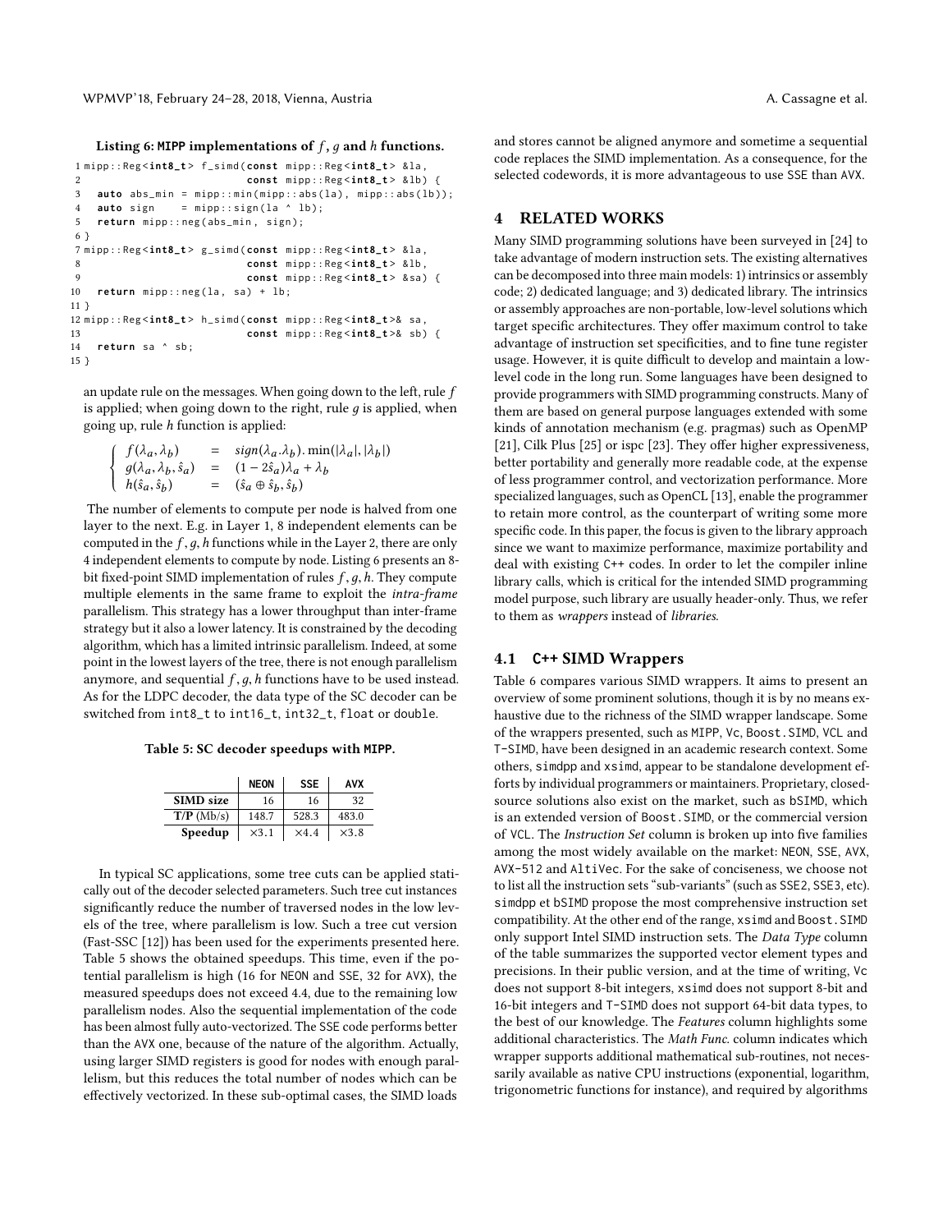**Listing 6: MIPP implementations of $f$, $g$ and $h$ functions.**

```
1 mipp::Reg<int8_t> f_simd(const mipp::Reg<int8_t> &la,
2                          const mipp::Reg<int8_t> &lb) {
3   auto abs_min = mipp::min(mipp::abs(la), mipp::abs(lb));
4   auto sign    = mipp::sign(la ^ lb);
5   return mipp::neg(abs_min, sign);
6 }
7 mipp::Reg<int8_t> g_simd(const mipp::Reg<int8_t> &la,
8                          const mipp::Reg<int8_t> &lb,
9                          const mipp::Reg<int8_t> &sa) {
10  return mipp::neg(la, sa) + lb;
11 }
12 mipp::Reg<int8_t> h_simd(const mipp::Reg<int8_t>& sa,
13                          const mipp::Reg<int8_t>& sb) {
14  return sa ^ sb;
15 }
```

an update rule on the messages. When going down to the left, rule $f$ is applied; when going down to the right, rule $g$ is applied, when going up, rule $h$ function is applied:

$$
\begin{cases}
f(\lambda_a, \lambda_b) & = & sign(\lambda_a.\lambda_b).\min(|\lambda_a|, |\lambda_b|) \\
g(\lambda_a, \lambda_b, \hat{s}_a) & = & (1 - 2\hat{s}_a)\lambda_a + \lambda_b \\
h(\hat{s}_a, \hat{s}_b) & = & (\hat{s}_a \oplus \hat{s}_b, \hat{s}_b)
\end{cases}
$$

The number of elements to compute per node is halved from one layer to the next. E.g. in Layer 1, 8 independent elements can be computed in the $f, g, h$ functions while in the Layer 2, there are only 4 independent elements to compute by node. Listing 6 presents an 8-bit fixed-point SIMD implementation of rules $f, g, h$. They compute multiple elements in the same frame to exploit the *intra-frame* parallelism. This strategy has a lower throughput than inter-frame strategy but it also a lower latency. It is constrained by the decoding algorithm, which has a limited intrinsic parallelism. Indeed, at some point in the lowest layers of the tree, there is not enough parallelism anymore, and sequential $f, g, h$ functions have to be used instead. As for the LDPC decoder, the data type of the SC decoder can be switched from int8_t to int16_t, int32_t, float or double.

**Table 5: SC decoder speedups with MIPP.**

| | NEON | SSE | AVX |
|---|---|---|---|
| **SIMD size** | 16 | 16 | 32 |
| **T/P** (Mb/s) | 148.7 | 528.3 | 483.0 |
| **Speedup** | ×3.1 | ×4.4 | ×3.8 |

In typical SC applications, some tree cuts can be applied statically out of the decoder selected parameters. Such tree cut instances significantly reduce the number of traversed nodes in the low levels of the tree, where parallelism is low. Such a tree cut version (Fast-SSC [12]) has been used for the experiments presented here. Table 5 shows the obtained speedups. This time, even if the potential parallelism is high (16 for NEON and SSE, 32 for AVX), the measured speedups does not exceed 4.4, due to the remaining low parallelism nodes. Also the sequential implementation of the code has been almost fully auto-vectorized. The SSE code performs better than the AVX one, because of the nature of the algorithm. Actually, using larger SIMD registers is good for nodes with enough parallelism, but this reduces the total number of nodes which can be effectively vectorized. In these sub-optimal cases, the SIMD loads and stores cannot be aligned anymore and sometime a sequential code replaces the SIMD implementation. As a consequence, for the selected codewords, it is more advantageous to use SSE than AVX.

## 4 RELATED WORKS

Many SIMD programming solutions have been surveyed in [24] to take advantage of modern instruction sets. The existing alternatives can be decomposed into three main models: 1) intrinsics or assembly code; 2) dedicated language; and 3) dedicated library. The intrinsics or assembly approaches are non-portable, low-level solutions which target specific architectures. They offer maximum control to take advantage of instruction set specificities, and to fine tune register usage. However, it is quite difficult to develop and maintain a low-level code in the long run. Some languages have been designed to provide programmers with SIMD programming constructs. Many of them are based on general purpose languages extended with some kinds of annotation mechanism (e.g. pragmas) such as OpenMP [21], Cilk Plus [25] or ispc [23]. They offer higher expressiveness, better portability and generally more readable code, at the expense of less programmer control, and vectorization performance. More specialized languages, such as OpenCL [13], enable the programmer to retain more control, as the counterpart of writing some more specific code. In this paper, the focus is given to the library approach since we want to maximize performance, maximize portability and deal with existing C++ codes. In order to let the compiler inline library calls, which is critical for the intended SIMD programming model purpose, such library are usually header-only. Thus, we refer to them as *wrappers* instead of *libraries*.

### 4.1 C++ SIMD Wrappers

Table 6 compares various SIMD wrappers. It aims to present an overview of some prominent solutions, though it is by no means exhaustive due to the richness of the SIMD wrapper landscape. Some of the wrappers presented, such as MIPP, Vc, Boost.SIMD, VCL and T-SIMD, have been designed in an academic research context. Some others, simdpp and xsimd, appear to be standalone development efforts by individual programmers or maintainers. Proprietary, closed-source solutions also exist on the market, such as bSIMD, which is an extended version of Boost.SIMD, or the commercial version of VCL. The *Instruction Set* column is broken up into five families among the most widely available on the market: NEON, SSE, AVX, AVX-512 and AltiVec. For the sake of conciseness, we choose not to list all the instruction sets "sub-variants" (such as SSE2, SSE3, etc). simdpp et bSIMD propose the most comprehensive instruction set compatibility. At the other end of the range, xsimd and Boost.SIMD only support Intel SIMD instruction sets. The *Data Type* column of the table summarizes the supported vector element types and precisions. In their public version, and at the time of writing, Vc does not support 8-bit integers, xsimd does not support 8-bit and 16-bit integers and T-SIMD does not support 64-bit data types, to the best of our knowledge. The *Features* column highlights some additional characteristics. The *Math Func.* column indicates which wrapper supports additional mathematical sub-routines, not necessarily available as native CPU instructions (exponential, logarithm, trigonometric functions for instance), and required by algorithms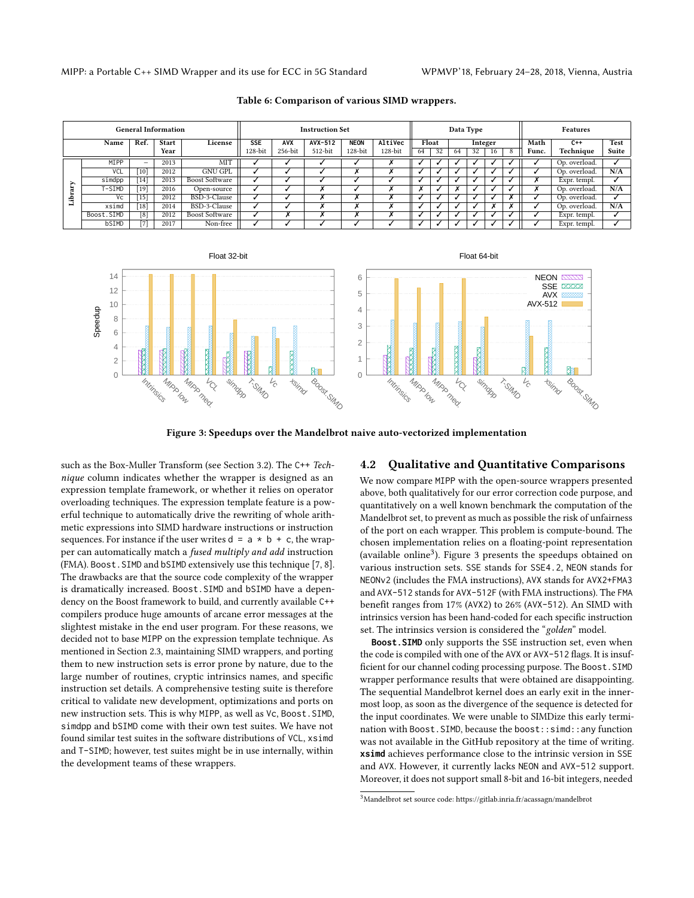**Table 6: Comparison of various SIMD wrappers.**

| | General Information | | | | Instruction Set | | | | | Data Type | | | | | | Features | | |
|---|---|---|---|---|---|---|---|---|---|---|---|---|---|---|---|---|---|---|
| | Name | Ref. | Start Year | License | SSE 128-bit | AVX 256-bit | AVX-512 512-bit | NEON 128-bit | AltiVec 128-bit | Float 64 | Float 32 | Integer 64 | Integer 32 | Integer 16 | Integer 8 | Math Func. | C++ Technique | Test Suite |
| Library | MIPP | – | 2013 | MIT | ✓ | ✓ | ✓ | ✓ | ✗ | ✓ | ✓ | ✓ | ✓ | ✓ | ✓ | ✓ | Op. overload. | ✓ |
| | VCL | [10] | 2012 | GNU GPL | ✓ | ✓ | ✓ | ✗ | ✗ | ✓ | ✓ | ✓ | ✓ | ✓ | ✓ | ✓ | Op. overload. | N/A |
| | simdpp | [14] | 2013 | Boost Software | ✓ | ✓ | ✓ | ✓ | ✓ | ✓ | ✓ | ✓ | ✓ | ✓ | ✓ | ✗ | Expr. templ. | ✓ |
| | T-SIMD | [19] | 2016 | Open-source | ✓ | ✓ | ✗ | ✓ | ✗ | ✗ | ✓ | ✗ | ✓ | ✓ | ✓ | ✗ | Op. overload. | N/A |
| | Vc | [15] | 2012 | BSD-3-Clause | ✓ | ✓ | ✗ | ✗ | ✗ | ✓ | ✓ | ✓ | ✓ | ✓ | ✗ | ✓ | Op. overload. | ✓ |
| | xsimd | [18] | 2014 | BSD-3-Clause | ✓ | ✓ | ✗ | ✗ | ✗ | ✓ | ✓ | ✓ | ✓ | ✗ | ✗ | ✓ | Op. overload. | N/A |
| | Boost.SIMD | [8] | 2012 | Boost Software | ✓ | ✗ | ✗ | ✗ | ✗ | ✓ | ✓ | ✓ | ✓ | ✓ | ✓ | ✓ | Expr. templ. | ✓ |
| | bSIMD | [7] | 2017 | Non-free | ✓ | ✓ | ✓ | ✓ | ✓ | ✓ | ✓ | ✓ | ✓ | ✓ | ✓ | ✓ | Expr. templ. | ✓ |

**Figure 3: Speedups over the Mandelbrot naive auto-vectorized implementation**

such as the Box-Muller Transform (see Section 3.2). The C++ *Technique* column indicates whether the wrapper is designed as an expression template framework, or whether it relies on operator overloading techniques. The expression template feature is a powerful technique to automatically drive the rewriting of whole arithmetic expressions into SIMD hardware instructions or instruction sequences. For instance if the user writes d = a * b + c, the wrapper can automatically match a *fused multiply and add* instruction (FMA). Boost.SIMD and bSIMD extensively use this technique [7, 8]. The drawbacks are that the source code complexity of the wrapper is dramatically increased. Boost.SIMD and bSIMD have a dependency on the Boost framework to build, and currently available C++ compilers produce huge amounts of arcane error messages at the slightest mistake in the end user program. For these reasons, we decided not to base MIPP on the expression template technique. As mentioned in Section 2.3, maintaining SIMD wrappers, and porting them to new instruction sets is error prone by nature, due to the large number of routines, cryptic intrinsics names, and specific instruction set details. A comprehensive testing suite is therefore critical to validate new development, optimizations and ports on new instruction sets. This is why MIPP, as well as Vc, Boost.SIMD, simdpp and bSIMD come with their own test suites. We have not found similar test suites in the software distributions of VCL, xsimd and T-SIMD; however, test suites might be in use internally, within the development teams of these wrappers.

## 4.2 Qualitative and Quantitative Comparisons

We now compare MIPP with the open-source wrappers presented above, both qualitatively for our error correction code purpose, and quantitatively on a well known benchmark the computation of the Mandelbrot set, to prevent as much as possible the risk of unfairness of the port on each wrapper. This problem is compute-bound. The chosen implementation relies on a floating-point representation (available online[3]). Figure 3 presents the speedups obtained on various instruction sets. SSE stands for SSE4.2, NEON stands for NEONv2 (includes the FMA instructions), AVX stands for AVX2+FMA3 and AVX-512 stands for AVX-512F (with FMA instructions). The FMA benefit ranges from 17% (AVX2) to 26% (AVX-512). An SIMD with intrinsics version has been hand-coded for each specific instruction set. The intrinsics version is considered the "*golden*" model.

**Boost.SIMD** only supports the SSE instruction set, even when the code is compiled with one of the AVX or AVX-512 flags. It is insufficient for our channel coding processing purpose. The Boost.SIMD wrapper performance results that were obtained are disappointing. The sequential Mandelbrot kernel does an early exit in the innermost loop, as soon as the divergence of the sequence is detected for the input coordinates. We were unable to SIMDize this early termination with Boost.SIMD, because the boost::simd::any function was not available in the GitHub repository at the time of writing. **xsimd** achieves performance close to the intrinsic version in SSE and AVX. However, it currently lacks NEON and AVX-512 support. Moreover, it does not support small 8-bit and 16-bit integers, needed

[3] Mandelbrot set source code: https://gitlab.inria.fr/acassagn/mandelbrot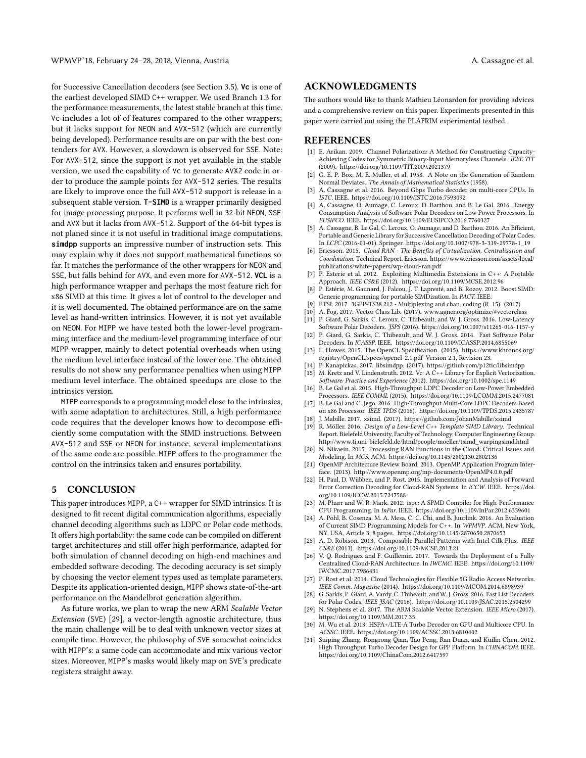for Successive Cancellation decoders (see Section 3.5). **Vc** is one of the earliest developed SIMD C++ wrapper. We used Branch 1.3 for the performance measurements, the latest stable branch at this time. Vc includes a lot of of features compared to the other wrappers; but it lacks support for NEON and AVX-512 (which are currently being developed). Performance results are on par with the best contenders for AVX. However, a slowdown is observed for SSE. Note: For AVX-512, since the support is not yet available in the stable version, we used the capability of Vc to generate AVX2 code in order to produce the sample points for AVX-512 series. The results are likely to improve once the full AVX-512 support is release in a subsequent stable version. **T-SIMD** is a wrapper primarily designed for image processing purpose. It performs well in 32-bit NEON, SSE and AVX but it lacks from AVX-512. Support of the 64-bit types is not planed since it is not useful in traditional image computations. **simdpp** supports an impressive number of instruction sets. This may explain why it does not support mathematical functions so far. It matches the performance of the other wrappers for NEON and SSE, but falls behind for AVX, and even more for AVX-512. **VCL** is a high performance wrapper and perhaps the most feature rich for x86 SIMD at this time. It gives a lot of control to the developer and it is well documented. The obtained performance are on the same level as hand-written intrinsics. However, it is not yet available on NEON. For MIPP we have tested both the lower-level programming interface and the medium-level programming interface of our MIPP wrapper, mainly to detect potential overheads when using the medium level interface instead of the lower one. The obtained results do not show any performance penalties when using MIPP medium level interface. The obtained speedups are close to the intrinsics version.

MIPP corresponds to a programming model close to the intrinsics, with some adaptation to architectures. Still, a high performance code requires that the developer knows how to decompose efficiently some computation with the SIMD instructions. Between AVX-512 and SSE or NEON for instance, several implementations of the same code are possible. MIPP offers to the programmer the control on the intrinsics taken and ensures portability.

## 5 CONCLUSION

This paper introduces MIPP, a C++ wrapper for SIMD intrinsics. It is designed to fit recent digital communication algorithms, especially channel decoding algorithms such as LDPC or Polar code methods. It offers high portability: the same code can be compiled on different target architectures and still offer high performance, adapted for both simulation of channel decoding on high-end machines and embedded software decoding. The decoding accuracy is set simply by choosing the vector element types used as template parameters. Despite its application-oriented design, MIPP shows state-of-the-art performance on the Mandelbrot generation algorithm.

As future works, we plan to wrap the new ARM *Scalable Vector Extension* (SVE) [29], a vector-length agnostic architecture, thus the main challenge will be to deal with unknown vector sizes at compile time. However, the philosophy of SVE somewhat coincides with MIPP's: a same code can accommodate and mix various vector sizes. Moreover, MIPP's masks would likely map on SVE's predicate registers straight away.

## ACKNOWLEDGMENTS

The authors would like to thank Mathieu Léonardon for providing advices and a comprehensive review on this paper. Experiments presented in this paper were carried out using the PLAFRIM experimental testbed.

## REFERENCES

- [1] E. Arikan. 2009. Channel Polarization: A Method for Constructing Capacity-Achieving Codes for Symmetric Binary-Input Memoryless Channels. *IEEE TIT* (2009). https://doi.org/10.1109/TIT.2009.2021379
- [2] G. E. P. Box, M. E. Muller, et al. 1958. A Note on the Generation of Random Normal Deviates. *The Annals of Mathematical Statistics* (1958).
- [3] A. Cassagne et al. 2016. Beyond Gbps Turbo decoder on multi-core CPUs. In *ISTC*. IEEE. https://doi.org/10.1109/ISTC.2016.7593092
- [4] A. Cassagne, O. Aumage, C. Leroux, D. Barthou, and B. Le Gal. 2016. Energy Consumption Analysis of Software Polar Decoders on Low Power Processors. In *EUSIPCO*. IEEE. https://doi.org/10.1109/EUSIPCO.2016.7760327
- [5] A. Cassagne, B. Le Gal, C. Leroux, O. Aumage, and D. Barthou. 2016. An Efficient, Portable and Generic Library for Successive Cancellation Decoding of Polar Codes. In *LCPC* (2016-01-01). Springer. https://doi.org/10.1007/978-3-319-29778-1_19
- [6] Ericsson. 2015. *Cloud RAN - The Benefits of Cirtualization, Centralisation and Coordination*. Technical Report. Ericsson. https://www.ericsson.com/assets/local/publications/white-papers/wp-cloud-ran.pdf
- [7] P. Esterie et al. 2012. Exploiting Multimedia Extensions in C++: A Portable Approach. *IEEE CS&E* (2012). https://doi.org/10.1109/MCSE.2012.96
- [8] P. Estérie, M. Gaunard, J. Falcou, J. T. Lapresté, and B. Rozoy. 2012. Boost.SIMD: Generic programming for portable SIMDization. In *PACT*. IEEE.
- [9] ETSI. 2017. 3GPP-TS38.212 - Multiplexing and chan. coding (R. 15). (2017).
- [10] A. Fog. 2017. Vector Class Lib. (2017). www.agner.org/optimize/#vectorclass
- [11] P. Giard, G. Sarkis, C. Leroux, C. Thibeault, and W. J. Gross. 2016. Low-Latency Software Polar Decoders. *JSPS* (2016). https://doi.org/10.1007/s11265-016-1157-y
- [12] P. Giard, G. Sarkis, C. Thibeault, and W. J. Gross. 2014. Fast Software Polar Decoders. In *ICASSP*. IEEE. https://doi.org/10.1109/ICASSP.2014.6855069
- [13] L. Howes. 2015. The OpenCL Specification. (2015). https://www.khronos.org/registry/OpenCL/specs/opencl-2.1.pdf Version 2.1, Revision 23.
- [14] P. Kanapickas. 2017. libsimdpp. (2017). https://github.com/p12tic/libsimdpp
- [15] M. Kretz and V. Lindenstruth. 2012. Vc: A C++ Library for Explicit Vectorization. *Software: Practice and Experience* (2012). https://doi.org/10.1002/spe.1149
- [16] B. Le Gal et al. 2015. High-Throughput LDPC Decoder on Low-Power Embedded Processors. *IEEE COMML* (2015). https://doi.org/10.1109/LCOMM.2015.2477081
- [17] B. Le Gal and C. Jego. 2016. High-Throughput Multi-Core LDPC Decoders Based on x86 Processor. *IEEE TPDS* (2016). https://doi.org/10.1109/TPDS.2015.2435787
- [18] J. Mabille. 2017. xsimd. (2017). https://github.com/JohanMabille/xsimd
- [19] R. Möller. 2016. *Design of a Low-Level C++ Template SIMD Library*. Technical Report. Bielefeld University, Faculty of Technology, Computer Engineering Group. http://www.ti.uni-bielefeld.de/html/people/moeller/tsimd_warpingsimd.html
- [20] N. Nikaein. 2015. Processing RAN Functions in the Cloud: Critical Issues and Modeling. In *MCS*. ACM. https://doi.org/10.1145/2802130.2802136
- [21] OpenMP Architecture Review Board. 2013. OpenMP Application Program Interface. (2013). http://www.openmp.org/mp-documents/OpenMP4.0.0.pdf
- [22] H. Paul, D. Wübben, and P. Rost. 2015. Implementation and Analysis of Forward Error Correction Decoding for Cloud-RAN Systems. In *ICCW*. IEEE. https://doi.org/10.1109/ICCW.2015.7247588
- [23] M. Pharr and W. R. Mark. 2012. ispc: A SPMD Compiler for High-Performance CPU Programming. In *InPar*. IEEE. https://doi.org/10.1109/InPar.2012.6339601
- [24] A. Pohl, B. Cosenza, M. A. Mesa, C. C. Chi, and B. Juurlink. 2016. An Evaluation of Current SIMD Programming Models for C++. In *WPMVP*. ACM, New York, NY, USA, Article 3, 8 pages. https://doi.org/10.1145/2870650.2870653
- [25] A. D. Robison. 2013. Composable Parallel Patterns with Intel Cilk Plus. *IEEE CS&E* (2013). https://doi.org/10.1109/MCSE.2013.21
- [26] V. Q. Rodriguez and F. Guillemin. 2017. Towards the Deployment of a Fully Centralized Cloud-RAN Architecture. In *IWCMC*. IEEE. https://doi.org/10.1109/IWCMC.2017.7986431
- [27] P. Rost et al. 2014. Cloud Technologies for Flexible 5G Radio Access Networks. *IEEE Comm. Magazine* (2014). https://doi.org/10.1109/MCOM.2014.6898939
- [28] G. Sarkis, P. Giard, A. Vardy, C. Thibeault, and W. J. Gross. 2016. Fast List Decoders for Polar Codes. *IEEE JSAC* (2016). https://doi.org/10.1109/JSAC.2015.2504299
- [29] N. Stephens et al. 2017. The ARM Scalable Vector Extension. *IEEE Micro* (2017). https://doi.org/10.1109/MM.2017.35
- [30] M. Wu et al. 2013. HSPA+/LTE-A Turbo Decoder on GPU and Multicore CPU. In *ACSSC*. IEEE. https://doi.org/10.1109/ACSSC.2013.6810402
- [31] Suiping Zhang, Rongrong Qian, Tao Peng, Ran Duan, and Kuilin Chen. 2012. High Throughput Turbo Decoder Design for GPP Platform. In *CHINACOM*. IEEE. https://doi.org/10.1109/ChinaCom.2012.6417597